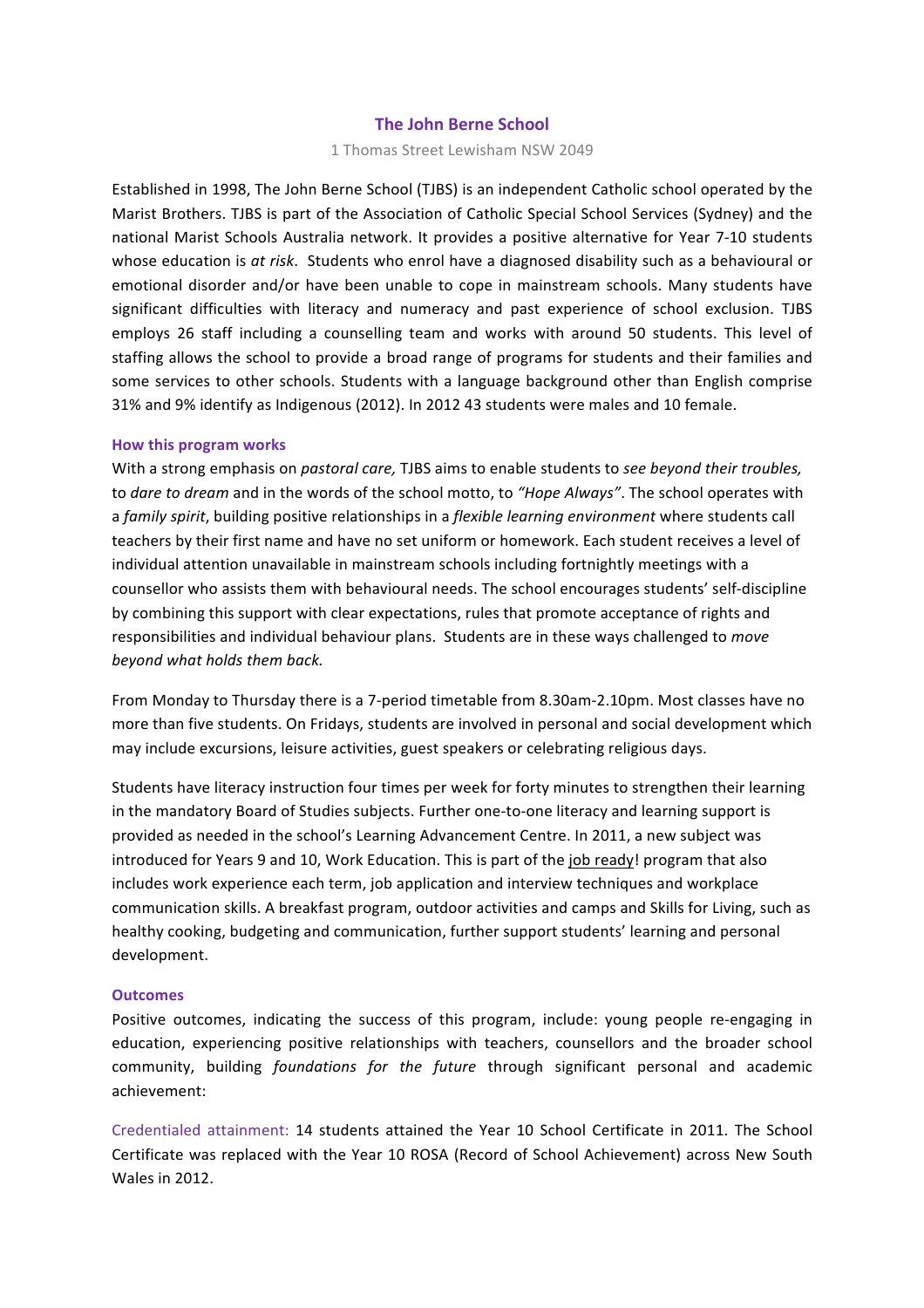# The John Berne School

1 Thomas Street Lewisham NSW 2049

Established in 1998, The John Berne School (TJBS) is an independent Catholic school operated by the Marist Brothers. TJBS is part of the Association of Catholic Special School Services (Sydney) and the national Marist Schools Australia network. It provides a positive alternative for Year 7-10 students whose education is *at risk*. Students who enrol have a diagnosed disability such as a behavioural or emotional disorder and/or have been unable to cope in mainstream schools. Many students have significant difficulties with literacy and numeracy and past experience of school exclusion. TJBS employs 26 staff including a counselling team and works with around 50 students. This level of staffing allows the school to provide a broad range of programs for students and their families and some services to other schools. Students with a language background other than English comprise 31% and 9% identify as Indigenous (2012). In 2012 43 students were males and 10 female.

## How this program works

With a strong emphasis on *pastoral care,* TJBS aims to enable students to *see beyond their troubles,* to *dare to dream* and in the words of the school motto, to *"Hope Always"*. The school operates with a *family spirit*, building positive relationships in a *flexible learning environment* where students call teachers by their first name and have no set uniform or homework. Each student receives a level of individual attention unavailable in mainstream schools including fortnightly meetings with a counsellor who assists them with behavioural needs. The school encourages students' self-discipline by combining this support with clear expectations, rules that promote acceptance of rights and responsibilities and individual behaviour plans. Students are in these ways challenged to *move beyond what holds them back.*

From Monday to Thursday there is a 7-period timetable from 8.30am-2.10pm. Most classes have no more than five students. On Fridays, students are involved in personal and social development which may include excursions, leisure activities, guest speakers or celebrating religious days.

Students have literacy instruction four times per week for forty minutes to strengthen their learning in the mandatory Board of Studies subjects. Further one-to-one literacy and learning support is provided as needed in the school's Learning Advancement Centre. In 2011, a new subject was introduced for Years 9 and 10, Work Education. This is part of the job ready! program that also includes work experience each term, job application and interview techniques and workplace communication skills. A breakfast program, outdoor activities and camps and Skills for Living, such as healthy cooking, budgeting and communication, further support students' learning and personal development.

## Outcomes

Positive outcomes, indicating the success of this program, include: young people re-engaging in education, experiencing positive relationships with teachers, counsellors and the broader school community, building *foundations for the future* through significant personal and academic achievement:

Credentialed attainment: 14 students attained the Year 10 School Certificate in 2011. The School Certificate was replaced with the Year 10 ROSA (Record of School Achievement) across New South Wales in 2012.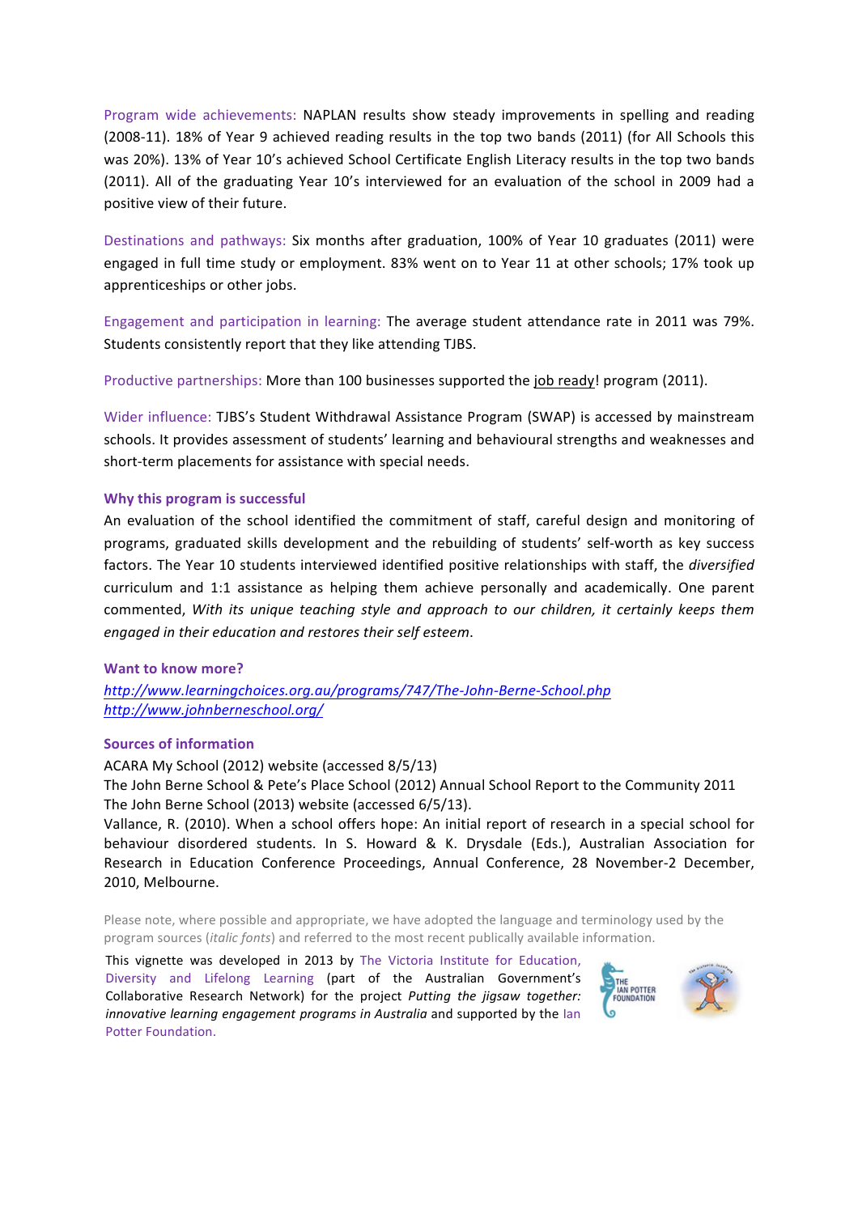Program wide achievements: NAPLAN results show steady improvements in spelling and reading (2008-11). 18% of Year 9 achieved reading results in the top two bands (2011) (for All Schools this was 20%). 13% of Year 10's achieved School Certificate English Literacy results in the top two bands (2011). All of the graduating Year 10's interviewed for an evaluation of the school in 2009 had a positive view of their future.

Destinations and pathways: Six months after graduation, 100% of Year 10 graduates (2011) were engaged in full time study or employment. 83% went on to Year 11 at other schools; 17% took up apprenticeships or other jobs.

Engagement and participation in learning: The average student attendance rate in 2011 was 79%. Students consistently report that they like attending TJBS.

Productive partnerships: More than 100 businesses supported the job ready! program (2011).

Wider influence: TJBS's Student Withdrawal Assistance Program (SWAP) is accessed by mainstream schools. It provides assessment of students' learning and behavioural strengths and weaknesses and short-term placements for assistance with special needs.

### Why this program is successful

An evaluation of the school identified the commitment of staff, careful design and monitoring of programs, graduated skills development and the rebuilding of students' self-worth as key success factors. The Year 10 students interviewed identified positive relationships with staff, the *diversified* curriculum and 1:1 assistance as helping them achieve personally and academically. One parent commented, *With its unique teaching style and approach to our children, it certainly keeps them engaged in their education and restores their self esteem*.

### Want to know more?

*http://www.learningchoices.org.au/programs/747/The-John-Berne-School.php*
*http://www.johnberneschool.org/*

### Sources of information

ACARA My School (2012) website (accessed 8/5/13)
The John Berne School & Pete's Place School (2012) Annual School Report to the Community 2011
The John Berne School (2013) website (accessed 6/5/13).
Vallance, R. (2010). When a school offers hope: An initial report of research in a special school for behaviour disordered students. In S. Howard & K. Drysdale (Eds.), Australian Association for Research in Education Conference Proceedings, Annual Conference, 28 November-2 December, 2010, Melbourne.

Please note, where possible and appropriate, we have adopted the language and terminology used by the program sources (*italic fonts*) and referred to the most recent publically available information.

This vignette was developed in 2013 by The Victoria Institute for Education, Diversity and Lifelong Learning (part of the Australian Government's Collaborative Research Network) for the project *Putting the jigsaw together: innovative learning engagement programs in Australia* and supported by the Ian Potter Foundation.